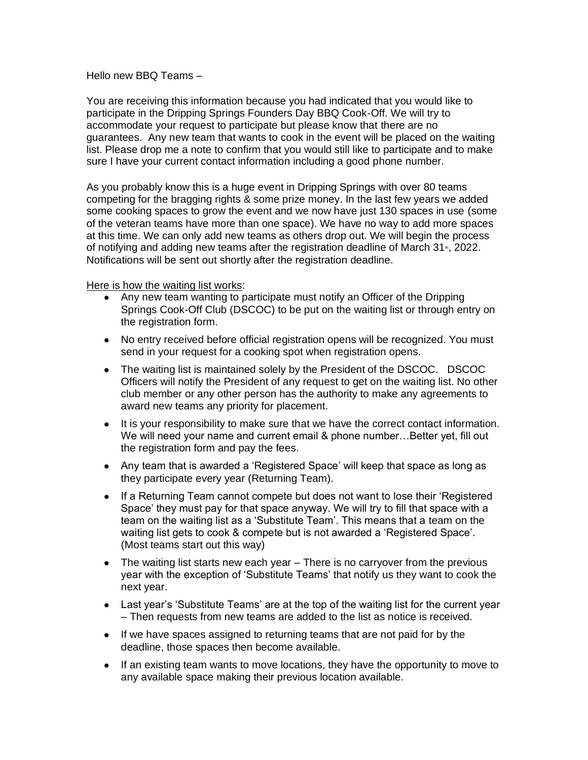Hello new BBQ Teams –

You are receiving this information because you had indicated that you would like to participate in the Dripping Springs Founders Day BBQ Cook-Off. We will try to accommodate your request to participate but please know that there are no guarantees. Any new team that wants to cook in the event will be placed on the waiting list. Please drop me a note to confirm that you would still like to participate and to make sure I have your current contact information including a good phone number.

As you probably know this is a huge event in Dripping Springs with over 80 teams competing for the bragging rights & some prize money. In the last few years we added some cooking spaces to grow the event and we now have just 130 spaces in use (some of the veteran teams have more than one space). We have no way to add more spaces at this time. We can only add new teams as others drop out. We will begin the process of notifying and adding new teams after the registration deadline of March 31th, 2022. Notifications will be sent out shortly after the registration deadline.

Here is how the waiting list works:

- Any new team wanting to participate must notify an Officer of the Dripping Springs Cook-Off Club (DSCOC) to be put on the waiting list or through entry on the registration form.
- No entry received before official registration opens will be recognized. You must send in your request for a cooking spot when registration opens.
- The waiting list is maintained solely by the President of the DSCOC. DSCOC Officers will notify the President of any request to get on the waiting list. No other club member or any other person has the authority to make any agreements to award new teams any priority for placement.
- It is your responsibility to make sure that we have the correct contact information. We will need your name and current email & phone number…Better yet, fill out the registration form and pay the fees.
- Any team that is awarded a 'Registered Space' will keep that space as long as they participate every year (Returning Team).
- If a Returning Team cannot compete but does not want to lose their 'Registered Space' they must pay for that space anyway. We will try to fill that space with a team on the waiting list as a 'Substitute Team'. This means that a team on the waiting list gets to cook & compete but is not awarded a 'Registered Space'. (Most teams start out this way)
- The waiting list starts new each year – There is no carryover from the previous year with the exception of 'Substitute Teams' that notify us they want to cook the next year.
- Last year's 'Substitute Teams' are at the top of the waiting list for the current year – Then requests from new teams are added to the list as notice is received.
- If we have spaces assigned to returning teams that are not paid for by the deadline, those spaces then become available.
- If an existing team wants to move locations, they have the opportunity to move to any available space making their previous location available.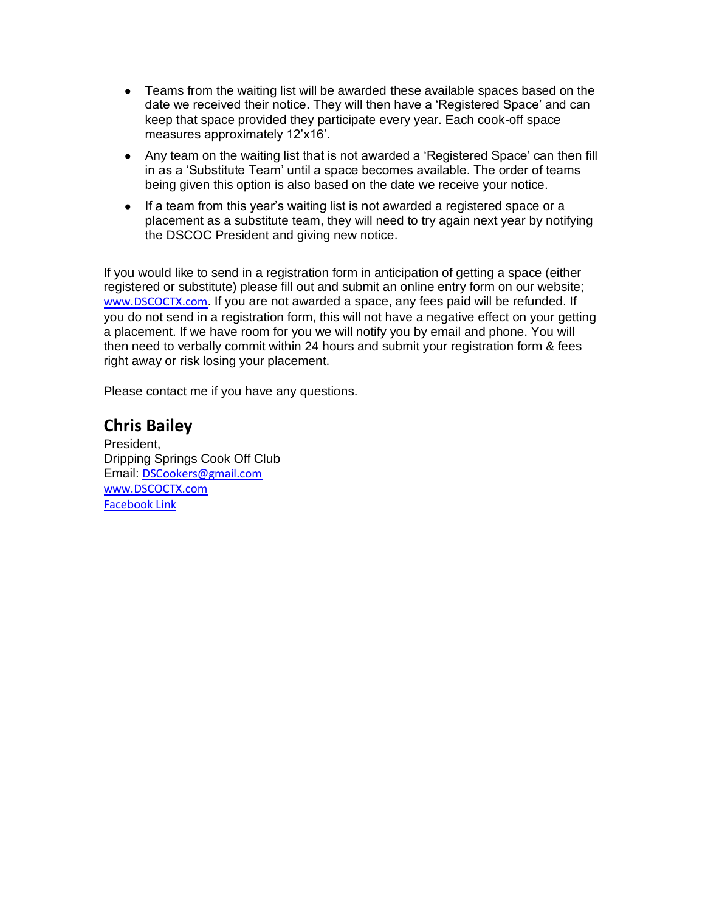- Teams from the waiting list will be awarded these available spaces based on the date we received their notice. They will then have a 'Registered Space' and can keep that space provided they participate every year. Each cook-off space measures approximately 12'x16'.
- Any team on the waiting list that is not awarded a 'Registered Space' can then fill in as a 'Substitute Team' until a space becomes available. The order of teams being given this option is also based on the date we receive your notice.
- If a team from this year's waiting list is not awarded a registered space or a placement as a substitute team, they will need to try again next year by notifying the DSCOC President and giving new notice.

If you would like to send in a registration form in anticipation of getting a space (either registered or substitute) please fill out and submit an online entry form on our website; www.DSCOCTX.com. If you are not awarded a space, any fees paid will be refunded. If you do not send in a registration form, this will not have a negative effect on your getting a placement. If we have room for you we will notify you by email and phone. You will then need to verbally commit within 24 hours and submit your registration form & fees right away or risk losing your placement.

Please contact me if you have any questions.

**Chris Bailey**

President,
Dripping Springs Cook Off Club
Email: DSCookers@gmail.com
www.DSCOCTX.com
Facebook Link